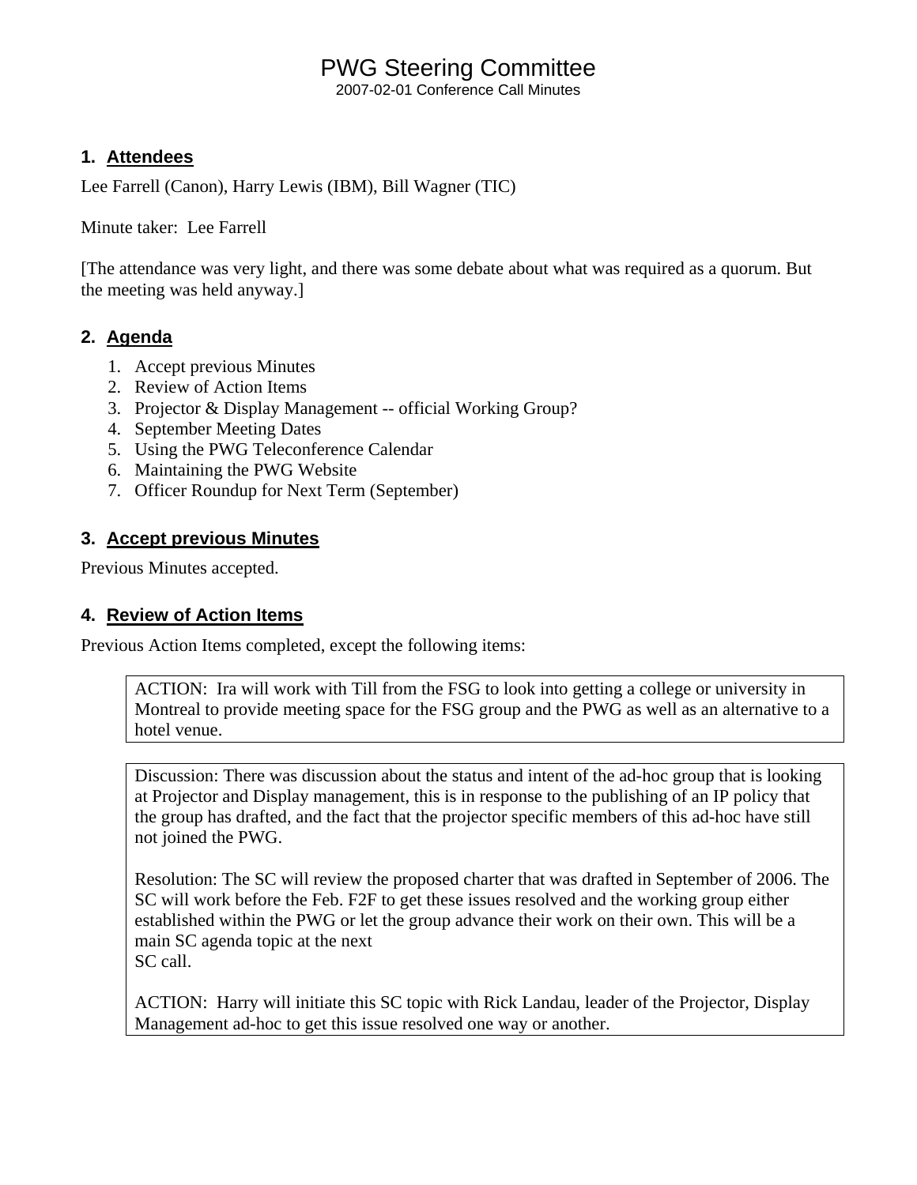# PWG Steering Committee

2007-02-01 Conference Call Minutes

## 1. Attendees

Lee Farrell (Canon), Harry Lewis (IBM), Bill Wagner (TIC)

Minute taker: Lee Farrell

[The attendance was very light, and there was some debate about what was required as a quorum. But the meeting was held anyway.]

## 2. Agenda

1. Accept previous Minutes
2. Review of Action Items
3. Projector & Display Management -- official Working Group?
4. September Meeting Dates
5. Using the PWG Teleconference Calendar
6. Maintaining the PWG Website
7. Officer Roundup for Next Term (September)

## 3. Accept previous Minutes

Previous Minutes accepted.

## 4. Review of Action Items

Previous Action Items completed, except the following items:

> ACTION: Ira will work with Till from the FSG to look into getting a college or university in Montreal to provide meeting space for the FSG group and the PWG as well as an alternative to a hotel venue.

> Discussion: There was discussion about the status and intent of the ad-hoc group that is looking at Projector and Display management, this is in response to the publishing of an IP policy that the group has drafted, and the fact that the projector specific members of this ad-hoc have still not joined the PWG.
>
> Resolution: The SC will review the proposed charter that was drafted in September of 2006. The SC will work before the Feb. F2F to get these issues resolved and the working group either established within the PWG or let the group advance their work on their own. This will be a main SC agenda topic at the next
> SC call.
>
> ACTION: Harry will initiate this SC topic with Rick Landau, leader of the Projector, Display Management ad-hoc to get this issue resolved one way or another.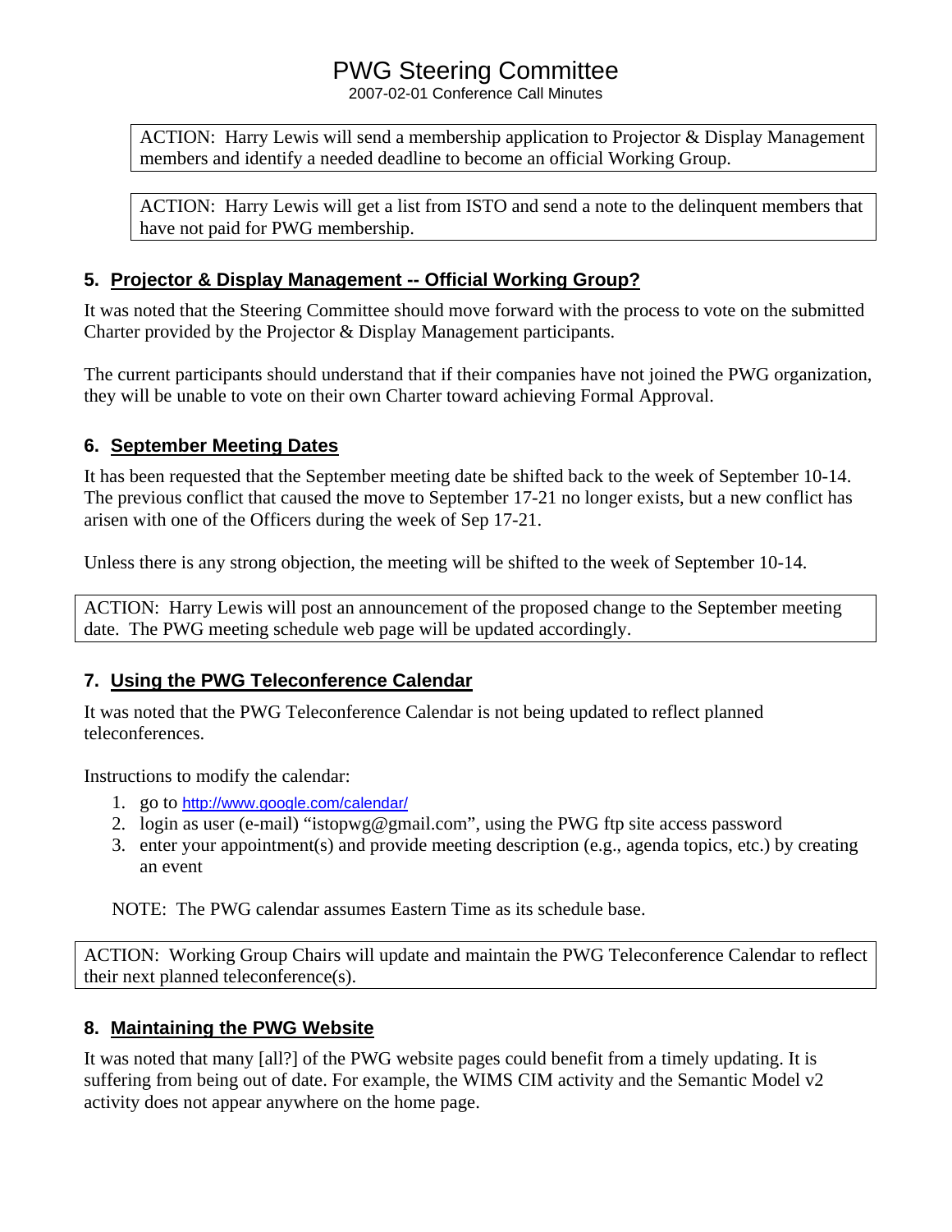ACTION: Harry Lewis will send a membership application to Projector & Display Management members and identify a needed deadline to become an official Working Group.

ACTION: Harry Lewis will get a list from ISTO and send a note to the delinquent members that have not paid for PWG membership.

## 5. Projector & Display Management -- Official Working Group?

It was noted that the Steering Committee should move forward with the process to vote on the submitted Charter provided by the Projector & Display Management participants.

The current participants should understand that if their companies have not joined the PWG organization, they will be unable to vote on their own Charter toward achieving Formal Approval.

## 6. September Meeting Dates

It has been requested that the September meeting date be shifted back to the week of September 10-14. The previous conflict that caused the move to September 17-21 no longer exists, but a new conflict has arisen with one of the Officers during the week of Sep 17-21.

Unless there is any strong objection, the meeting will be shifted to the week of September 10-14.

ACTION: Harry Lewis will post an announcement of the proposed change to the September meeting date. The PWG meeting schedule web page will be updated accordingly.

## 7. Using the PWG Teleconference Calendar

It was noted that the PWG Teleconference Calendar is not being updated to reflect planned teleconferences.

Instructions to modify the calendar:

1. go to http://www.google.com/calendar/
2. login as user (e-mail) "istopwg@gmail.com", using the PWG ftp site access password
3. enter your appointment(s) and provide meeting description (e.g., agenda topics, etc.) by creating an event

NOTE: The PWG calendar assumes Eastern Time as its schedule base.

ACTION: Working Group Chairs will update and maintain the PWG Teleconference Calendar to reflect their next planned teleconference(s).

## 8. Maintaining the PWG Website

It was noted that many [all?] of the PWG website pages could benefit from a timely updating. It is suffering from being out of date. For example, the WIMS CIM activity and the Semantic Model v2 activity does not appear anywhere on the home page.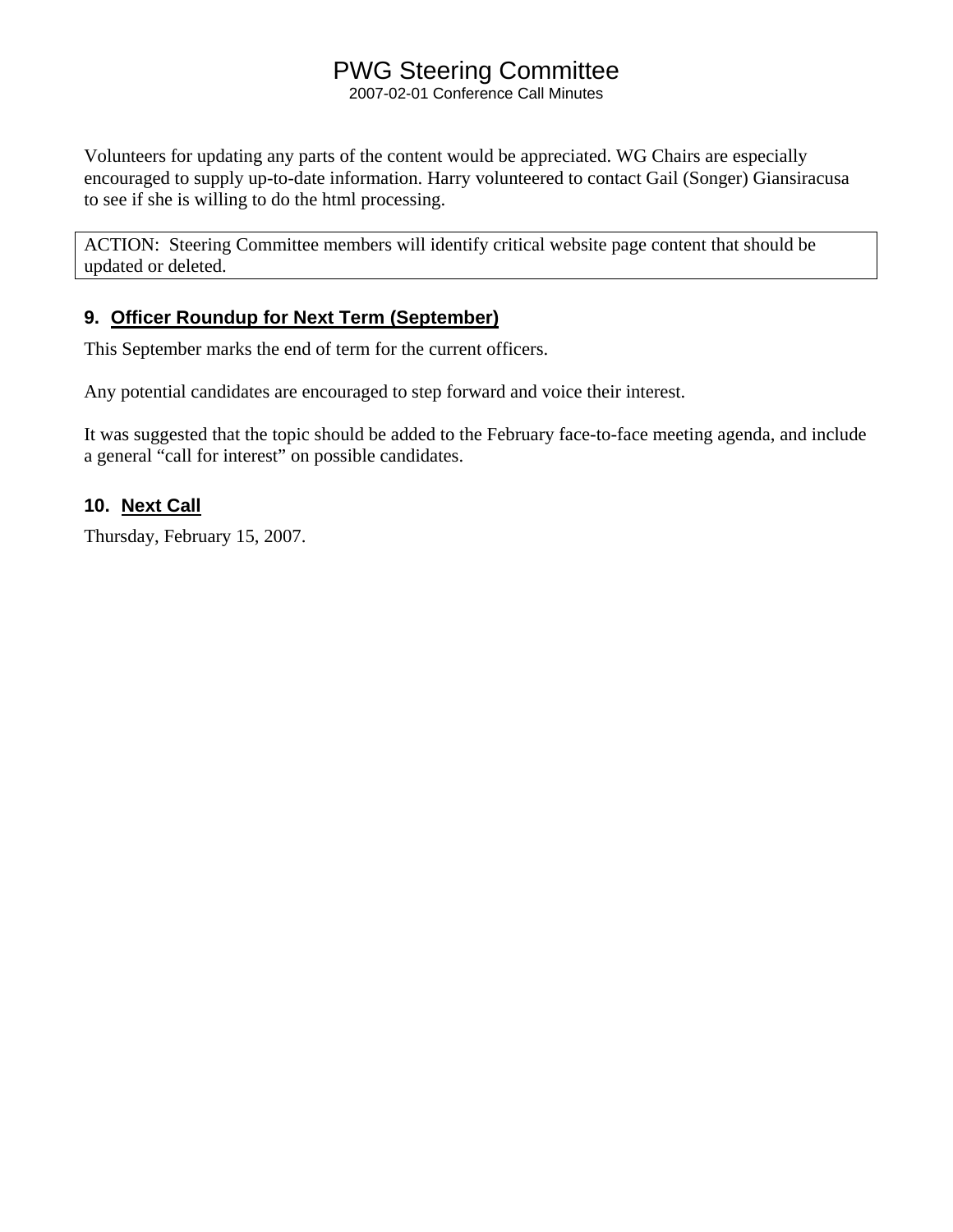Volunteers for updating any parts of the content would be appreciated. WG Chairs are especially encouraged to supply up-to-date information. Harry volunteered to contact Gail (Songer) Giansiracusa to see if she is willing to do the html processing.

| |
|---|
| ACTION: Steering Committee members will identify critical website page content that should be updated or deleted. |

## 9. Officer Roundup for Next Term (September)

This September marks the end of term for the current officers.

Any potential candidates are encouraged to step forward and voice their interest.

It was suggested that the topic should be added to the February face-to-face meeting agenda, and include a general “call for interest” on possible candidates.

## 10. Next Call

Thursday, February 15, 2007.